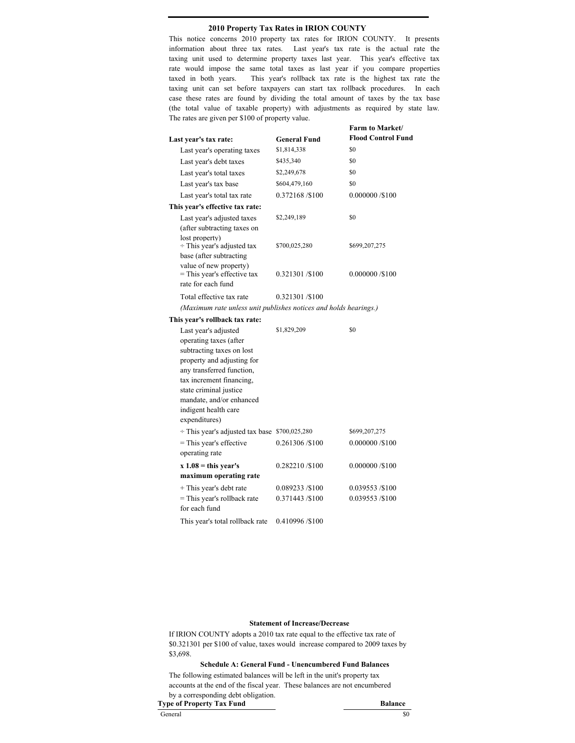## 2010 Property Tax Rates in IRION COUNTY

This notice concerns 2010 property tax rates for IRION COUNTY. It presents information about three tax rates. Last year's tax rate is the actual rate the taxing unit used to determine property taxes last year. This year's effective tax rate would impose the same total taxes as last year if you compare properties taxed in both years. This year's rollback tax rate is the highest tax rate the taxing unit can set before taxpayers can start tax rollback procedures. In each case these rates are found by dividing the total amount of taxes by the tax base (the total value of taxable property) with adjustments as required by state law. The rates are given per $100 of property value.

| **Last year's tax rate:** | **General Fund** | **Farm to Market/ Flood Control Fund** |
|---|---|---|
| Last year's operating taxes | $1,814,338 | $0 |
| Last year's debt taxes | $435,340 | $0 |
| Last year's total taxes | $2,249,678 | $0 |
| Last year's tax base | $604,479,160 | $0 |
| Last year's total tax rate | 0.372168 /$100 | 0.000000 /$100 |
| **This year's effective tax rate:** | | |
| Last year's adjusted taxes (after subtracting taxes on lost property) | $2,249,189 | $0 |
| ÷ This year's adjusted tax base (after subtracting value of new property) | $700,025,280 | $699,207,275 |
| = This year's effective tax rate for each fund | 0.321301 /$100 | 0.000000 /$100 |
| Total effective tax rate | 0.321301 /$100 | |
| *(Maximum rate unless unit publishes notices and holds hearings.)* | | |
| **This year's rollback tax rate:** | | |
| Last year's adjusted operating taxes (after subtracting taxes on lost property and adjusting for any transferred function, tax increment financing, state criminal justice mandate, and/or enhanced indigent health care expenditures) | $1,829,209 | $0 |
| ÷ This year's adjusted tax base | $700,025,280 | $699,207,275 |
| = This year's effective operating rate | 0.261306 /$100 | 0.000000 /$100 |
| **x 1.08 = this year's maximum operating rate** | 0.282210 /$100 | 0.000000 /$100 |
| + This year's debt rate | 0.089233 /$100 | 0.039553 /$100 |
| = This year's rollback rate for each fund | 0.371443 /$100 | 0.039553 /$100 |
| This year's total rollback rate | 0.410996 /$100 | |

### Statement of Increase/Decrease

If IRION COUNTY adopts a 2010 tax rate equal to the effective tax rate of $0.321301 per $100 of value, taxes would increase compared to 2009 taxes by $3,698.

### Schedule A: General Fund - Unencumbered Fund Balances

The following estimated balances will be left in the unit's property tax accounts at the end of the fiscal year. These balances are not encumbered by a corresponding debt obligation.

| Type of Property Tax Fund | Balance |
|---|---|
| General | $0 |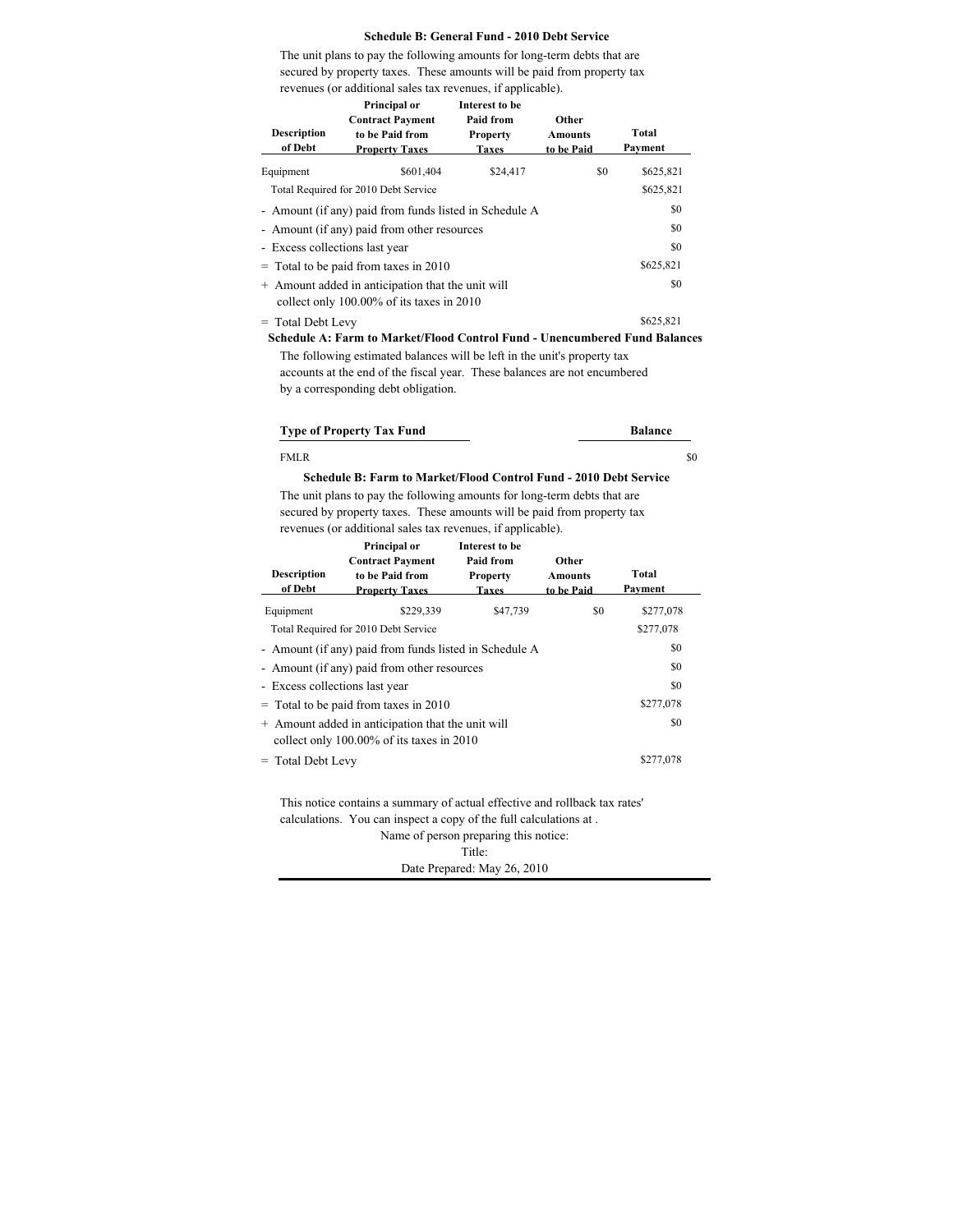**Schedule B: General Fund - 2010 Debt Service**

The unit plans to pay the following amounts for long-term debts that are secured by property taxes. These amounts will be paid from property tax revenues (or additional sales tax revenues, if applicable).

| Description of Debt | Principal or Contract Payment to be Paid from Property Taxes | Interest to be Paid from Property Taxes | Other Amounts to be Paid | Total Payment |
|---|---|---|---|---|
| Equipment | $601,404 | $24,417 | $0 | $625,821 |
| Total Required for 2010 Debt Service | | | | $625,821 |
| - Amount (if any) paid from funds listed in Schedule A | | | | $0 |
| - Amount (if any) paid from other resources | | | | $0 |
| - Excess collections last year | | | | $0 |
| = Total to be paid from taxes in 2010 | | | | $625,821 |
| + Amount added in anticipation that the unit will collect only 100.00% of its taxes in 2010 | | | | $0 |
| = Total Debt Levy | | | | $625,821 |

**Schedule A: Farm to Market/Flood Control Fund - Unencumbered Fund Balances**

The following estimated balances will be left in the unit's property tax accounts at the end of the fiscal year. These balances are not encumbered by a corresponding debt obligation.

| Type of Property Tax Fund | Balance |
|---|---|
| FMLR | $0 |

**Schedule B: Farm to Market/Flood Control Fund - 2010 Debt Service**

The unit plans to pay the following amounts for long-term debts that are secured by property taxes. These amounts will be paid from property tax revenues (or additional sales tax revenues, if applicable).

| Description of Debt | Principal or Contract Payment to be Paid from Property Taxes | Interest to be Paid from Property Taxes | Other Amounts to be Paid | Total Payment |
|---|---|---|---|---|
| Equipment | $229,339 | $47,739 | $0 | $277,078 |
| Total Required for 2010 Debt Service | | | | $277,078 |
| - Amount (if any) paid from funds listed in Schedule A | | | | $0 |
| - Amount (if any) paid from other resources | | | | $0 |
| - Excess collections last year | | | | $0 |
| = Total to be paid from taxes in 2010 | | | | $277,078 |
| + Amount added in anticipation that the unit will collect only 100.00% of its taxes in 2010 | | | | $0 |
| = Total Debt Levy | | | | $277,078 |

This notice contains a summary of actual effective and rollback tax rates' calculations. You can inspect a copy of the full calculations at .

Name of person preparing this notice:

Title:

Date Prepared: May 26, 2010